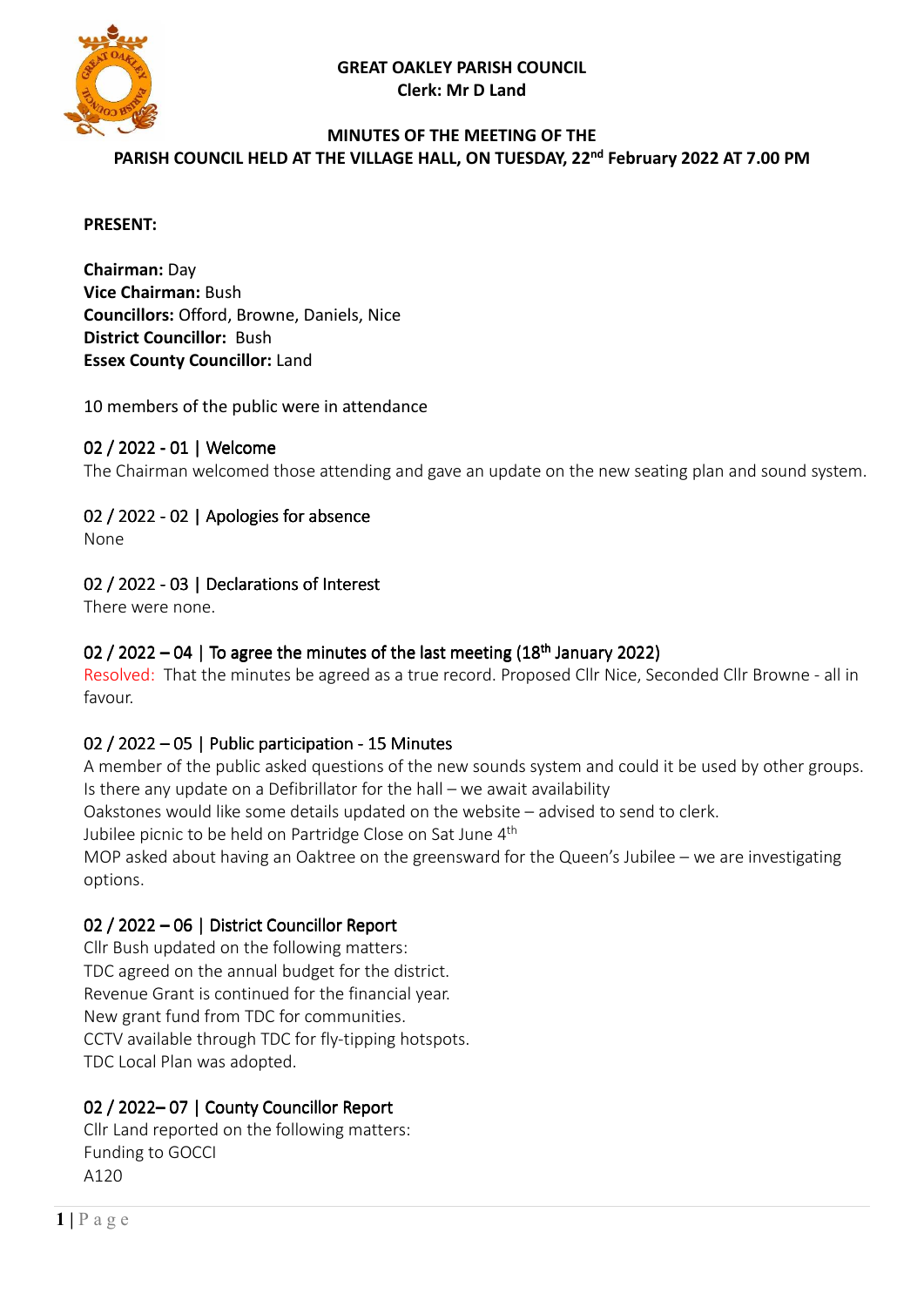**GREAT OAKLEY PARISH COUNCIL**
**Clerk: Mr D Land**

**MINUTES OF THE MEETING OF THE PARISH COUNCIL HELD AT THE VILLAGE HALL, ON TUESDAY, 22nd February 2022 AT 7.00 PM**

**PRESENT:**

**Chairman:** Day
**Vice Chairman:** Bush
**Councillors:** Offord, Browne, Daniels, Nice
**District Councillor:** Bush
**Essex County Councillor:** Land

10 members of the public were in attendance

## 02 / 2022 - 01 | Welcome

The Chairman welcomed those attending and gave an update on the new seating plan and sound system.

## 02 / 2022 - 02 | Apologies for absence

None

## 02 / 2022 - 03 | Declarations of Interest

There were none.

## 02 / 2022 – 04 | To agree the minutes of the last meeting (18th January 2022)

Resolved: That the minutes be agreed as a true record. Proposed Cllr Nice, Seconded Cllr Browne - all in favour.

## 02 / 2022 – 05 | Public participation - 15 Minutes

A member of the public asked questions of the new sounds system and could it be used by other groups.
Is there any update on a Defibrillator for the hall – we await availability
Oakstones would like some details updated on the website – advised to send to clerk.
Jubilee picnic to be held on Partridge Close on Sat June 4th
MOP asked about having an Oaktree on the greensward for the Queen's Jubilee – we are investigating options.

## 02 / 2022 – 06 | District Councillor Report

Cllr Bush updated on the following matters:
TDC agreed on the annual budget for the district.
Revenue Grant is continued for the financial year.
New grant fund from TDC for communities.
CCTV available through TDC for fly-tipping hotspots.
TDC Local Plan was adopted.

## 02 / 2022– 07 | County Councillor Report

Cllr Land reported on the following matters:
Funding to GOCCI
A120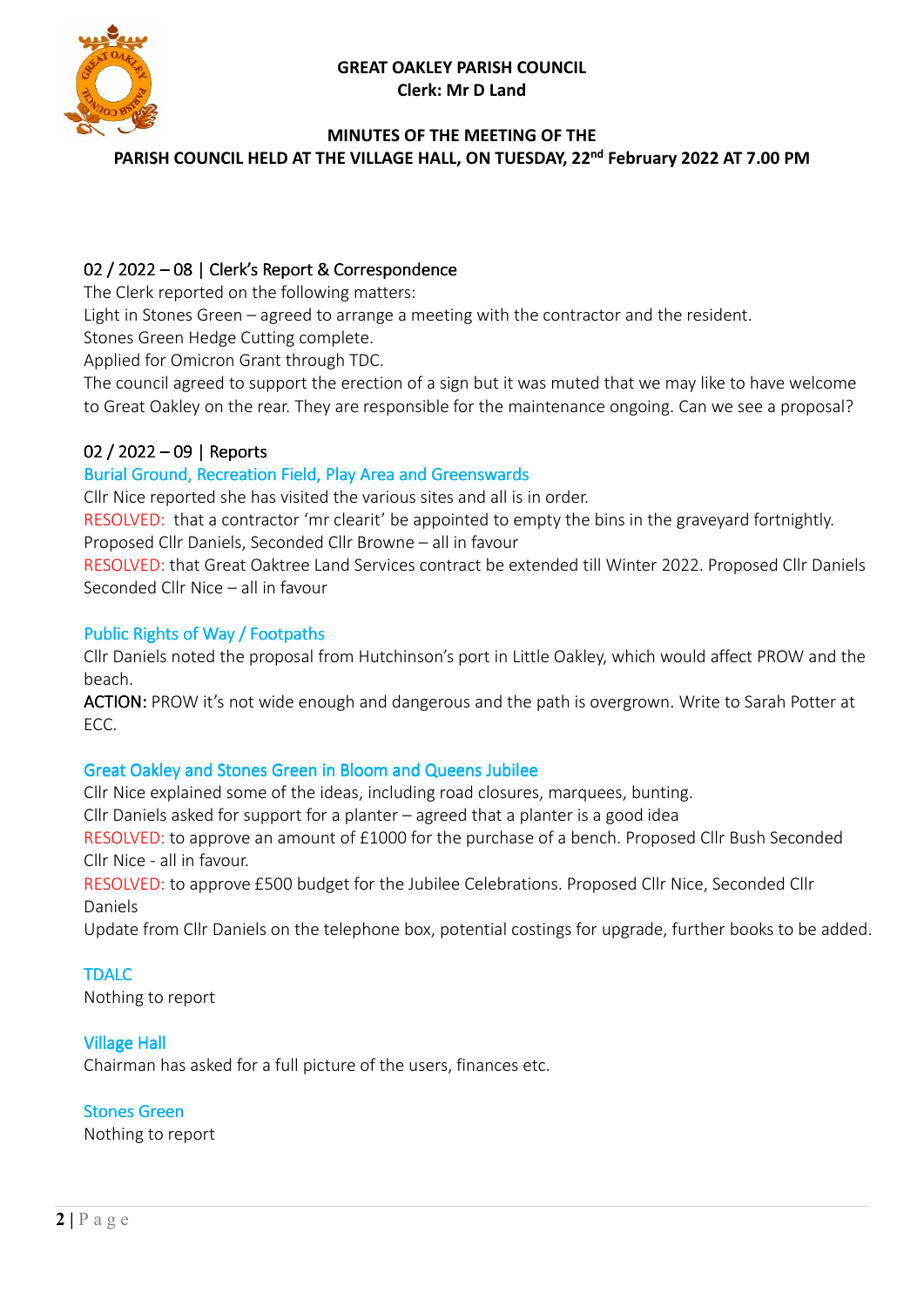**GREAT OAKLEY PARISH COUNCIL**
**Clerk: Mr D Land**

**MINUTES OF THE MEETING OF THE PARISH COUNCIL HELD AT THE VILLAGE HALL, ON TUESDAY, 22nd February 2022 AT 7.00 PM**

## 02 / 2022 – 08 | Clerk's Report & Correspondence

The Clerk reported on the following matters:

Light in Stones Green – agreed to arrange a meeting with the contractor and the resident.

Stones Green Hedge Cutting complete.

Applied for Omicron Grant through TDC.

The council agreed to support the erection of a sign but it was muted that we may like to have welcome to Great Oakley on the rear. They are responsible for the maintenance ongoing. Can we see a proposal?

## 02 / 2022 – 09 | Reports

### Burial Ground, Recreation Field, Play Area and Greenswards

Cllr Nice reported she has visited the various sites and all is in order.

RESOLVED: that a contractor 'mr clearit' be appointed to empty the bins in the graveyard fortnightly. Proposed Cllr Daniels, Seconded Cllr Browne – all in favour

RESOLVED: that Great Oaktree Land Services contract be extended till Winter 2022. Proposed Cllr Daniels Seconded Cllr Nice – all in favour

### Public Rights of Way / Footpaths

Cllr Daniels noted the proposal from Hutchinson's port in Little Oakley, which would affect PROW and the beach.

**ACTION:** PROW it's not wide enough and dangerous and the path is overgrown. Write to Sarah Potter at ECC.

### Great Oakley and Stones Green in Bloom and Queens Jubilee

Cllr Nice explained some of the ideas, including road closures, marquees, bunting.

Cllr Daniels asked for support for a planter – agreed that a planter is a good idea

RESOLVED: to approve an amount of £1000 for the purchase of a bench. Proposed Cllr Bush Seconded Cllr Nice - all in favour.

RESOLVED: to approve £500 budget for the Jubilee Celebrations. Proposed Cllr Nice, Seconded Cllr Daniels

Update from Cllr Daniels on the telephone box, potential costings for upgrade, further books to be added.

### TDALC

Nothing to report

### Village Hall

Chairman has asked for a full picture of the users, finances etc.

### Stones Green

Nothing to report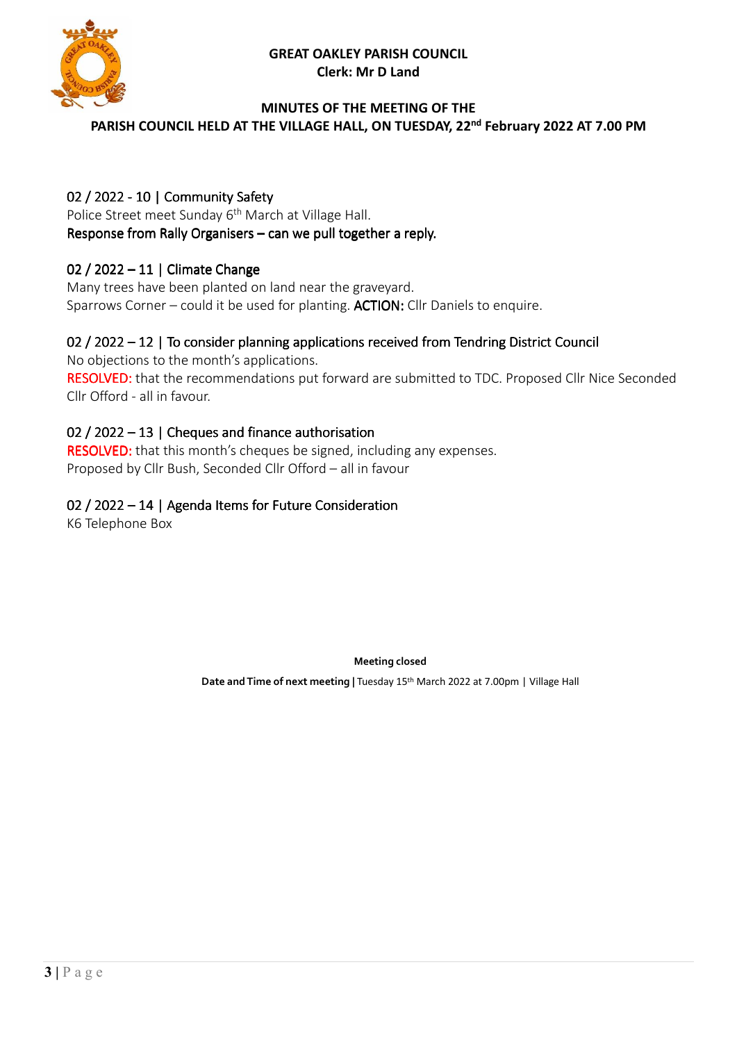**GREAT OAKLEY PARISH COUNCIL**
**Clerk: Mr D Land**

**MINUTES OF THE MEETING OF THE PARISH COUNCIL HELD AT THE VILLAGE HALL, ON TUESDAY, 22nd February 2022 AT 7.00 PM**

## 02 / 2022 - 10 | Community Safety

Police Street meet Sunday 6th March at Village Hall.

**Response from Rally Organisers – can we pull together a reply.**

## 02 / 2022 – 11 | Climate Change

Many trees have been planted on land near the graveyard.

Sparrows Corner – could it be used for planting. **ACTION:** Cllr Daniels to enquire.

## 02 / 2022 – 12 | To consider planning applications received from Tendring District Council

No objections to the month's applications.

**RESOLVED:** that the recommendations put forward are submitted to TDC. Proposed Cllr Nice Seconded Cllr Offord - all in favour.

## 02 / 2022 – 13 | Cheques and finance authorisation

**RESOLVED:** that this month's cheques be signed, including any expenses.
Proposed by Cllr Bush, Seconded Cllr Offord – all in favour

## 02 / 2022 – 14 | Agenda Items for Future Consideration

K6 Telephone Box

**Meeting closed**

**Date and Time of next meeting |** Tuesday 15th March 2022 at 7.00pm | Village Hall